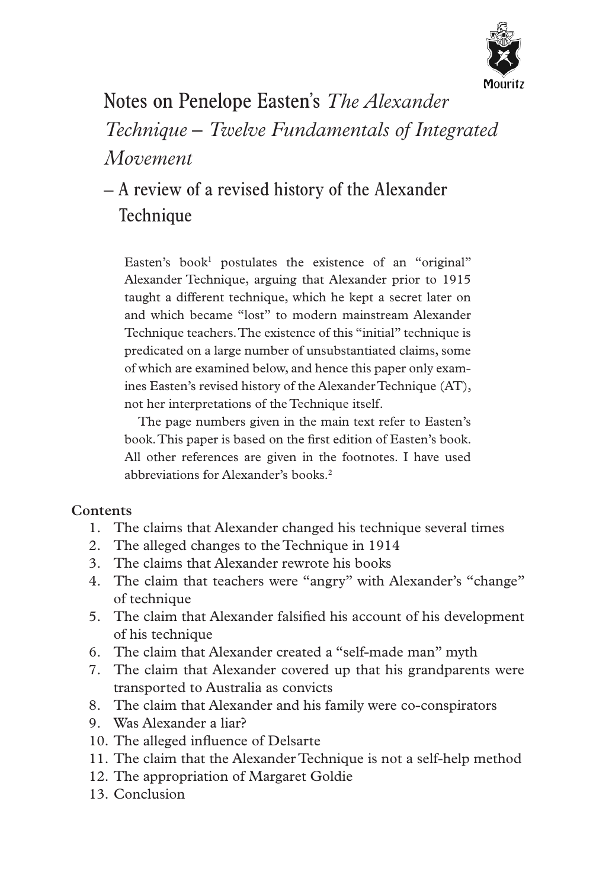# Notes on Penelope Easten's *The Alexander Technique – Twelve Fundamentals of Integrated Movement*

## – A review of a revised history of the Alexander Technique

Easten's book[1] postulates the existence of an "original" Alexander Technique, arguing that Alexander prior to 1915 taught a different technique, which he kept a secret later on and which became "lost" to modern mainstream Alexander Technique teachers. The existence of this "initial" technique is predicated on a large number of unsubstantiated claims, some of which are examined below, and hence this paper only examines Easten's revised history of the Alexander Technique (AT), not her interpretations of the Technique itself.

The page numbers given in the main text refer to Easten's book. This paper is based on the first edition of Easten's book. All other references are given in the footnotes. I have used abbreviations for Alexander's books.[2]

**Contents**

1. The claims that Alexander changed his technique several times
2. The alleged changes to the Technique in 1914
3. The claims that Alexander rewrote his books
4. The claim that teachers were "angry" with Alexander's "change" of technique
5. The claim that Alexander falsified his account of his development of his technique
6. The claim that Alexander created a "self-made man" myth
7. The claim that Alexander covered up that his grandparents were transported to Australia as convicts
8. The claim that Alexander and his family were co-conspirators
9. Was Alexander a liar?
10. The alleged influence of Delsarte
11. The claim that the Alexander Technique is not a self-help method
12. The appropriation of Margaret Goldie
13. Conclusion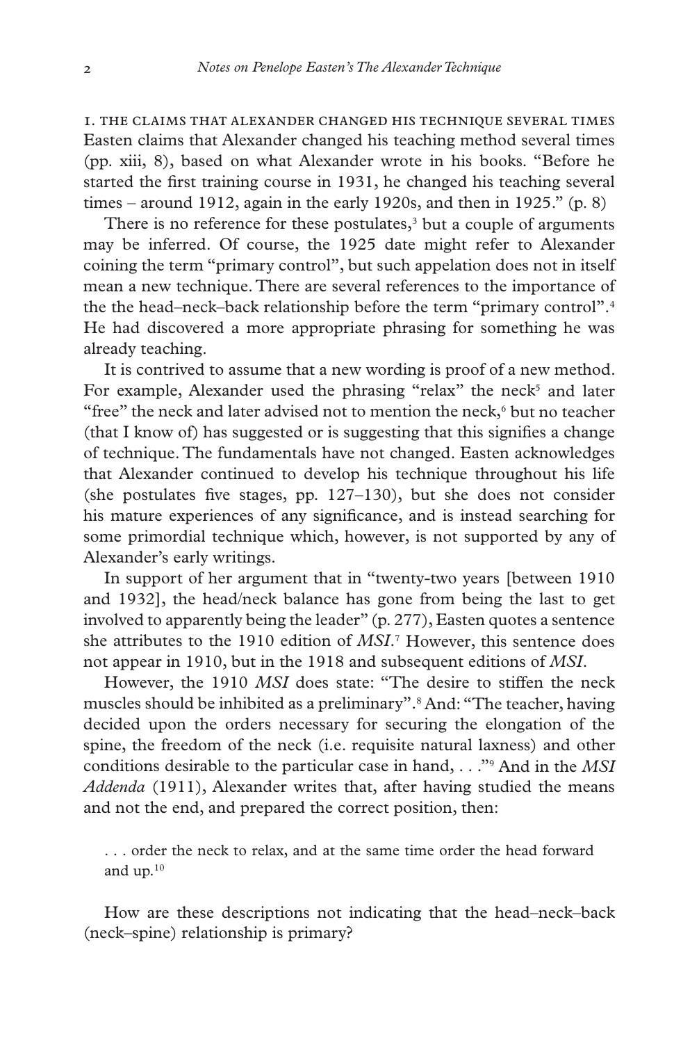## 1. THE CLAIMS THAT ALEXANDER CHANGED HIS TECHNIQUE SEVERAL TIMES

Easten claims that Alexander changed his teaching method several times (pp. xiii, 8), based on what Alexander wrote in his books. "Before he started the first training course in 1931, he changed his teaching several times – around 1912, again in the early 1920s, and then in 1925." (p. 8)

There is no reference for these postulates,[3] but a couple of arguments may be inferred. Of course, the 1925 date might refer to Alexander coining the term "primary control", but such appelation does not in itself mean a new technique. There are several references to the importance of the the head–neck–back relationship before the term "primary control".[4] He had discovered a more appropriate phrasing for something he was already teaching.

It is contrived to assume that a new wording is proof of a new method. For example, Alexander used the phrasing "relax" the neck[5] and later "free" the neck and later advised not to mention the neck,[6] but no teacher (that I know of) has suggested or is suggesting that this signifies a change of technique. The fundamentals have not changed. Easten acknowledges that Alexander continued to develop his technique throughout his life (she postulates five stages, pp. 127–130), but she does not consider his mature experiences of any significance, and is instead searching for some primordial technique which, however, is not supported by any of Alexander's early writings.

In support of her argument that in "twenty-two years [between 1910 and 1932], the head/neck balance has gone from being the last to get involved to apparently being the leader" (p. 277), Easten quotes a sentence she attributes to the 1910 edition of *MSI*.[7] However, this sentence does not appear in 1910, but in the 1918 and subsequent editions of *MSI*.

However, the 1910 *MSI* does state: "The desire to stiffen the neck muscles should be inhibited as a preliminary".[8] And: "The teacher, having decided upon the orders necessary for securing the elongation of the spine, the freedom of the neck (i.e. requisite natural laxness) and other conditions desirable to the particular case in hand, . . ."[9] And in the *MSI Addenda* (1911), Alexander writes that, after having studied the means and not the end, and prepared the correct position, then:

> . . . order the neck to relax, and at the same time order the head forward and up.[10]

How are these descriptions not indicating that the head–neck–back (neck–spine) relationship is primary?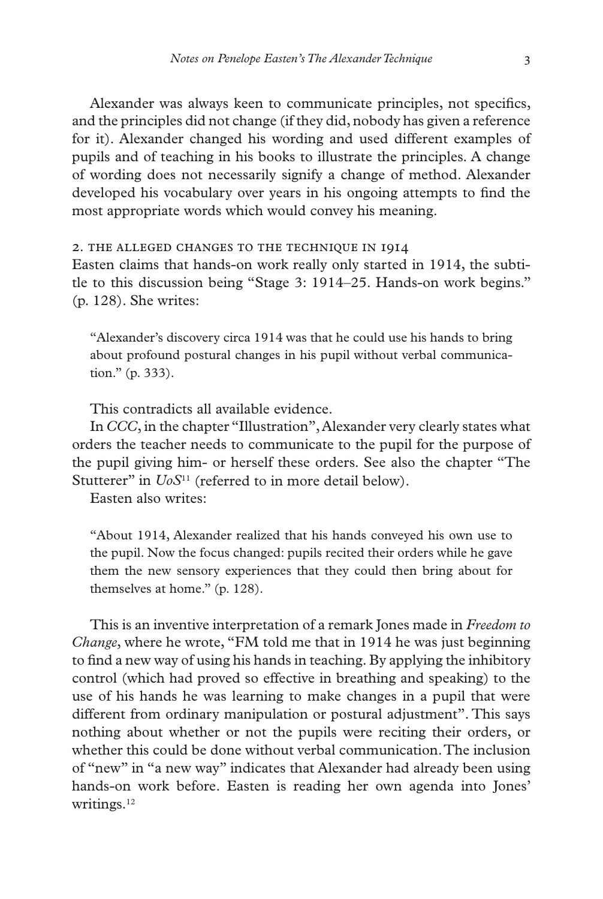Alexander was always keen to communicate principles, not specifics, and the principles did not change (if they did, nobody has given a reference for it). Alexander changed his wording and used different examples of pupils and of teaching in his books to illustrate the principles. A change of wording does not necessarily signify a change of method. Alexander developed his vocabulary over years in his ongoing attempts to find the most appropriate words which would convey his meaning.

## 2. The alleged changes to the technique in 1914

Easten claims that hands-on work really only started in 1914, the subtitle to this discussion being "Stage 3: 1914–25. Hands-on work begins." (p. 128). She writes:

> "Alexander's discovery circa 1914 was that he could use his hands to bring about profound postural changes in his pupil without verbal communication." (p. 333).

This contradicts all available evidence.

In *CCC*, in the chapter "Illustration", Alexander very clearly states what orders the teacher needs to communicate to the pupil for the purpose of the pupil giving him- or herself these orders. See also the chapter "The Stutterer" in *UoS*[11] (referred to in more detail below).

Easten also writes:

> "About 1914, Alexander realized that his hands conveyed his own use to the pupil. Now the focus changed: pupils recited their orders while he gave them the new sensory experiences that they could then bring about for themselves at home." (p. 128).

This is an inventive interpretation of a remark Jones made in *Freedom to Change*, where he wrote, "FM told me that in 1914 he was just beginning to find a new way of using his hands in teaching. By applying the inhibitory control (which had proved so effective in breathing and speaking) to the use of his hands he was learning to make changes in a pupil that were different from ordinary manipulation or postural adjustment". This says nothing about whether or not the pupils were reciting their orders, or whether this could be done without verbal communication. The inclusion of "new" in "a new way" indicates that Alexander had already been using hands-on work before. Easten is reading her own agenda into Jones' writings.[12]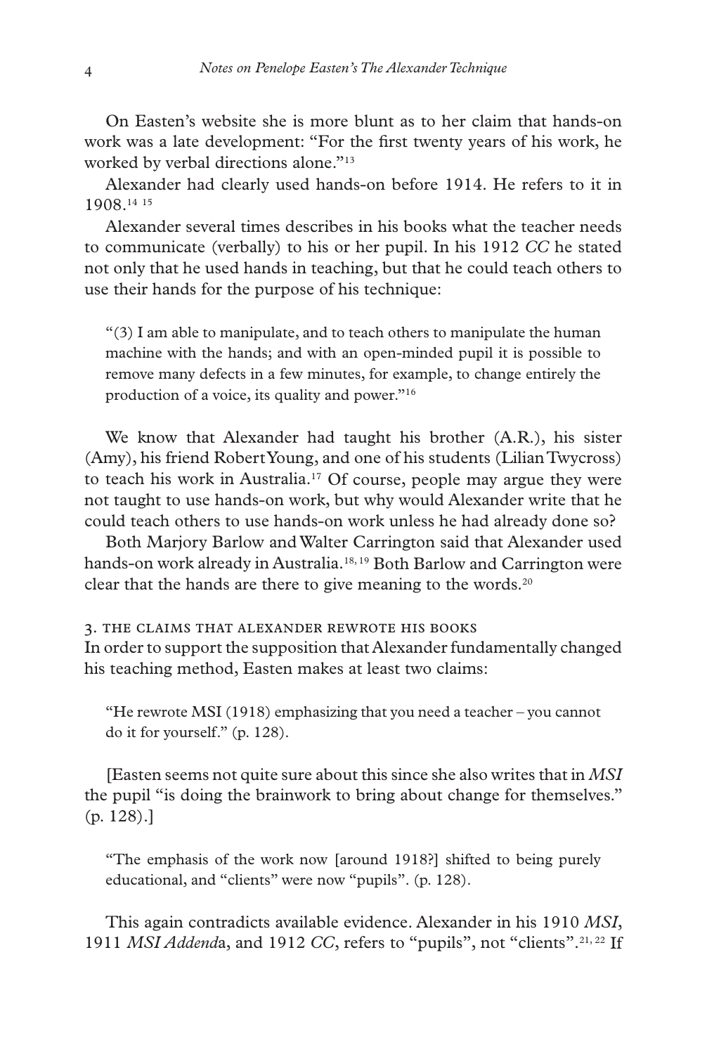On Easten's website she is more blunt as to her claim that hands-on work was a late development: "For the first twenty years of his work, he worked by verbal directions alone."[13]

Alexander had clearly used hands-on before 1914. He refers to it in 1908.[14] [15]

Alexander several times describes in his books what the teacher needs to communicate (verbally) to his or her pupil. In his 1912 *CC* he stated not only that he used hands in teaching, but that he could teach others to use their hands for the purpose of his technique:

> "(3) I am able to manipulate, and to teach others to manipulate the human machine with the hands; and with an open-minded pupil it is possible to remove many defects in a few minutes, for example, to change entirely the production of a voice, its quality and power."[16]

We know that Alexander had taught his brother (A.R.), his sister (Amy), his friend Robert Young, and one of his students (Lilian Twycross) to teach his work in Australia.[17] Of course, people may argue they were not taught to use hands-on work, but why would Alexander write that he could teach others to use hands-on work unless he had already done so?

Both Marjory Barlow and Walter Carrington said that Alexander used hands-on work already in Australia.[18, 19] Both Barlow and Carrington were clear that the hands are there to give meaning to the words.[20]

### 3. The claims that Alexander rewrote his books

In order to support the supposition that Alexander fundamentally changed his teaching method, Easten makes at least two claims:

> "He rewrote MSI (1918) emphasizing that you need a teacher – you cannot do it for yourself." (p. 128).

[Easten seems not quite sure about this since she also writes that in *MSI* the pupil "is doing the brainwork to bring about change for themselves." (p. 128).]

> "The emphasis of the work now [around 1918?] shifted to being purely educational, and "clients" were now "pupils". (p. 128).

This again contradicts available evidence. Alexander in his 1910 *MSI*, 1911 *MSI Addend*a, and 1912 *CC*, refers to "pupils", not "clients".[21, 22] If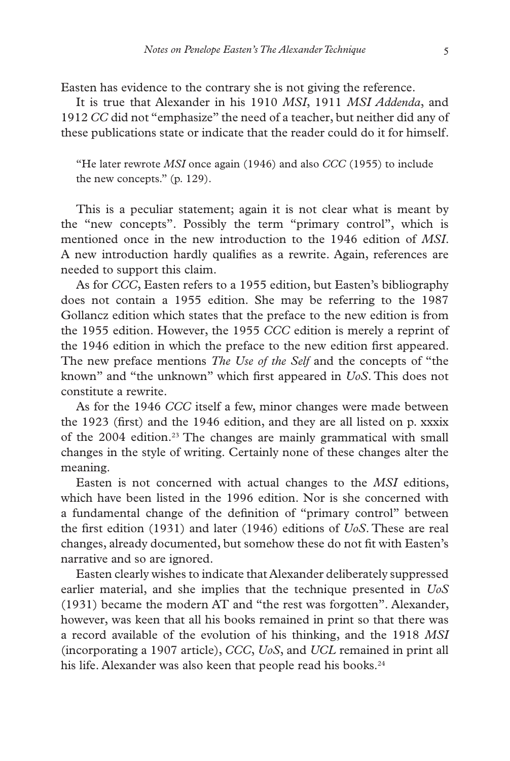Easten has evidence to the contrary she is not giving the reference.

It is true that Alexander in his 1910 *MSI*, 1911 *MSI Addenda*, and 1912 *CC* did not "emphasize" the need of a teacher, but neither did any of these publications state or indicate that the reader could do it for himself.

> "He later rewrote *MSI* once again (1946) and also *CCC* (1955) to include the new concepts." (p. 129).

This is a peculiar statement; again it is not clear what is meant by the "new concepts". Possibly the term "primary control", which is mentioned once in the new introduction to the 1946 edition of *MSI*. A new introduction hardly qualifies as a rewrite. Again, references are needed to support this claim.

As for *CCC*, Easten refers to a 1955 edition, but Easten's bibliography does not contain a 1955 edition. She may be referring to the 1987 Gollancz edition which states that the preface to the new edition is from the 1955 edition. However, the 1955 *CCC* edition is merely a reprint of the 1946 edition in which the preface to the new edition first appeared. The new preface mentions *The Use of the Self* and the concepts of "the known" and "the unknown" which first appeared in *UoS*. This does not constitute a rewrite.

As for the 1946 *CCC* itself a few, minor changes were made between the 1923 (first) and the 1946 edition, and they are all listed on p. xxxix of the 2004 edition.[23] The changes are mainly grammatical with small changes in the style of writing. Certainly none of these changes alter the meaning.

Easten is not concerned with actual changes to the *MSI* editions, which have been listed in the 1996 edition. Nor is she concerned with a fundamental change of the definition of "primary control" between the first edition (1931) and later (1946) editions of *UoS*. These are real changes, already documented, but somehow these do not fit with Easten's narrative and so are ignored.

Easten clearly wishes to indicate that Alexander deliberately suppressed earlier material, and she implies that the technique presented in *UoS* (1931) became the modern AT and "the rest was forgotten". Alexander, however, was keen that all his books remained in print so that there was a record available of the evolution of his thinking, and the 1918 *MSI* (incorporating a 1907 article), *CCC*, *UoS*, and *UCL* remained in print all his life. Alexander was also keen that people read his books.[24]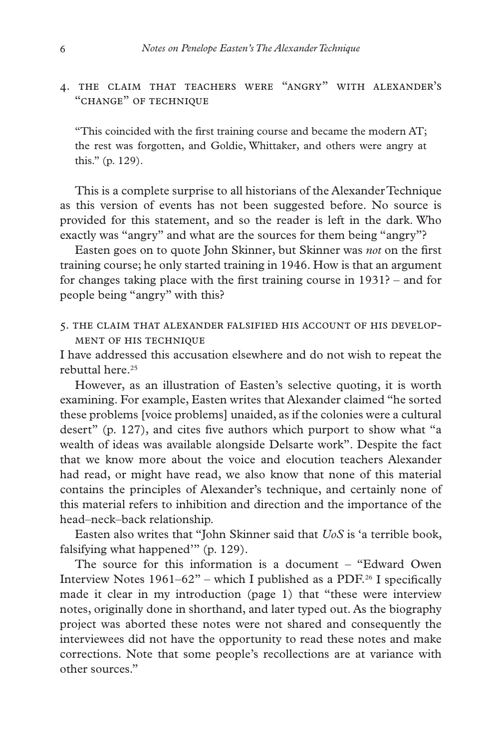### 4. The claim that teachers were "angry" with Alexander's "change" of technique

> "This coincided with the first training course and became the modern AT; the rest was forgotten, and Goldie, Whittaker, and others were angry at this." (p. 129).

This is a complete surprise to all historians of the Alexander Technique as this version of events has not been suggested before. No source is provided for this statement, and so the reader is left in the dark. Who exactly was "angry" and what are the sources for them being "angry"?

Easten goes on to quote John Skinner, but Skinner was *not* on the first training course; he only started training in 1946. How is that an argument for changes taking place with the first training course in 1931? – and for people being "angry" with this?

### 5. The claim that Alexander falsified his account of his development of his technique

I have addressed this accusation elsewhere and do not wish to repeat the rebuttal here.[25]

However, as an illustration of Easten's selective quoting, it is worth examining. For example, Easten writes that Alexander claimed "he sorted these problems [voice problems] unaided, as if the colonies were a cultural desert" (p. 127), and cites five authors which purport to show what "a wealth of ideas was available alongside Delsarte work". Despite the fact that we know more about the voice and elocution teachers Alexander had read, or might have read, we also know that none of this material contains the principles of Alexander's technique, and certainly none of this material refers to inhibition and direction and the importance of the head–neck–back relationship.

Easten also writes that "John Skinner said that *UoS* is 'a terrible book, falsifying what happened'" (p. 129).

The source for this information is a document – "Edward Owen Interview Notes 1961–62" – which I published as a PDF.[26] I specifically made it clear in my introduction (page 1) that "these were interview notes, originally done in shorthand, and later typed out. As the biography project was aborted these notes were not shared and consequently the interviewees did not have the opportunity to read these notes and make corrections. Note that some people's recollections are at variance with other sources."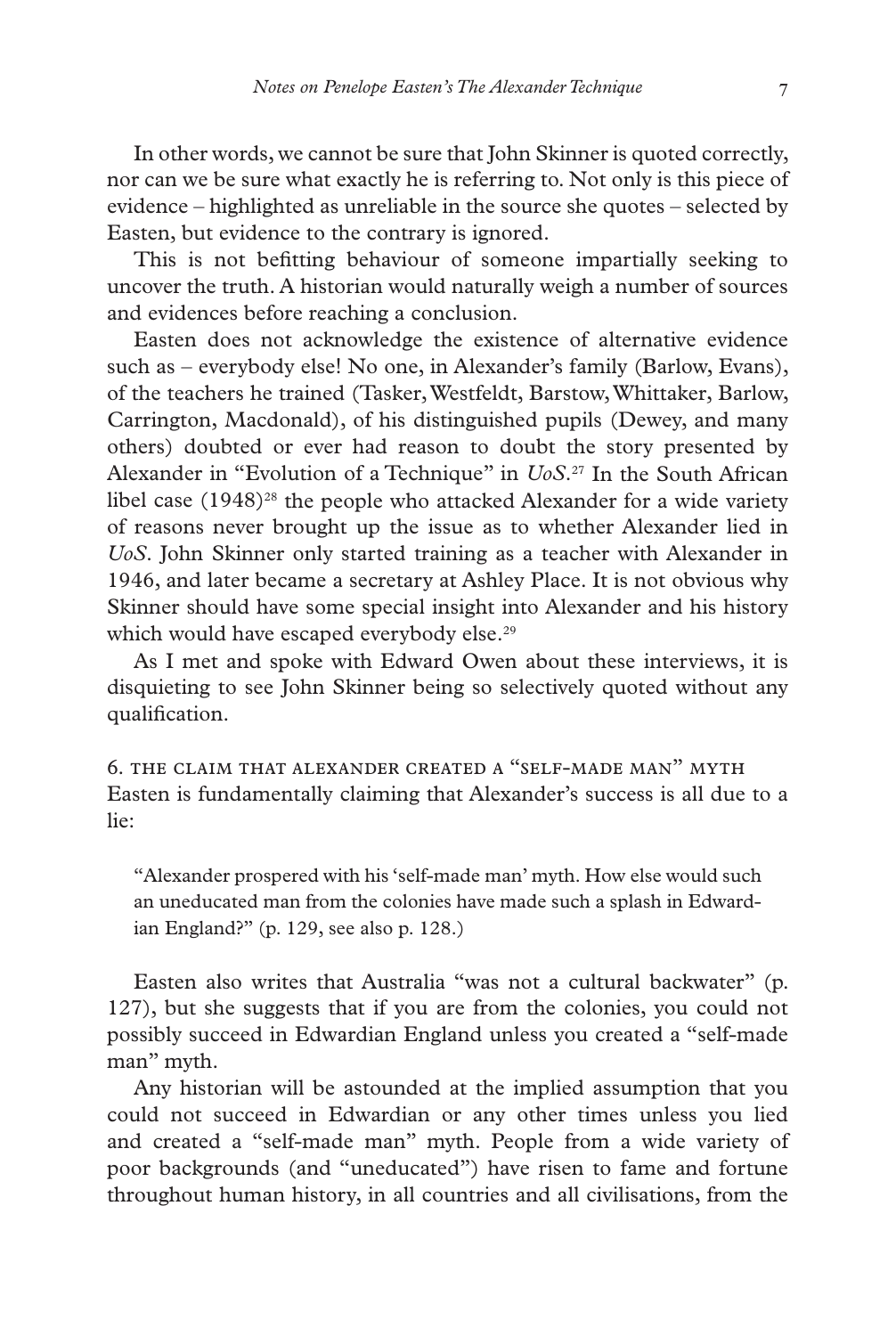In other words, we cannot be sure that John Skinner is quoted correctly, nor can we be sure what exactly he is referring to. Not only is this piece of evidence – highlighted as unreliable in the source she quotes – selected by Easten, but evidence to the contrary is ignored.

This is not befitting behaviour of someone impartially seeking to uncover the truth. A historian would naturally weigh a number of sources and evidences before reaching a conclusion.

Easten does not acknowledge the existence of alternative evidence such as – everybody else! No one, in Alexander's family (Barlow, Evans), of the teachers he trained (Tasker, Westfeldt, Barstow, Whittaker, Barlow, Carrington, Macdonald), of his distinguished pupils (Dewey, and many others) doubted or ever had reason to doubt the story presented by Alexander in "Evolution of a Technique" in *UoS*.[27] In the South African libel case (1948)[28] the people who attacked Alexander for a wide variety of reasons never brought up the issue as to whether Alexander lied in *UoS*. John Skinner only started training as a teacher with Alexander in 1946, and later became a secretary at Ashley Place. It is not obvious why Skinner should have some special insight into Alexander and his history which would have escaped everybody else.[29]

As I met and spoke with Edward Owen about these interviews, it is disquieting to see John Skinner being so selectively quoted without any qualification.

## 6. The claim that Alexander created a "self-made man" myth

Easten is fundamentally claiming that Alexander's success is all due to a lie:

> "Alexander prospered with his 'self-made man' myth. How else would such an uneducated man from the colonies have made such a splash in Edwardian England?" (p. 129, see also p. 128.)

Easten also writes that Australia "was not a cultural backwater" (p. 127), but she suggests that if you are from the colonies, you could not possibly succeed in Edwardian England unless you created a "self-made man" myth.

Any historian will be astounded at the implied assumption that you could not succeed in Edwardian or any other times unless you lied and created a "self-made man" myth. People from a wide variety of poor backgrounds (and "uneducated") have risen to fame and fortune throughout human history, in all countries and all civilisations, from the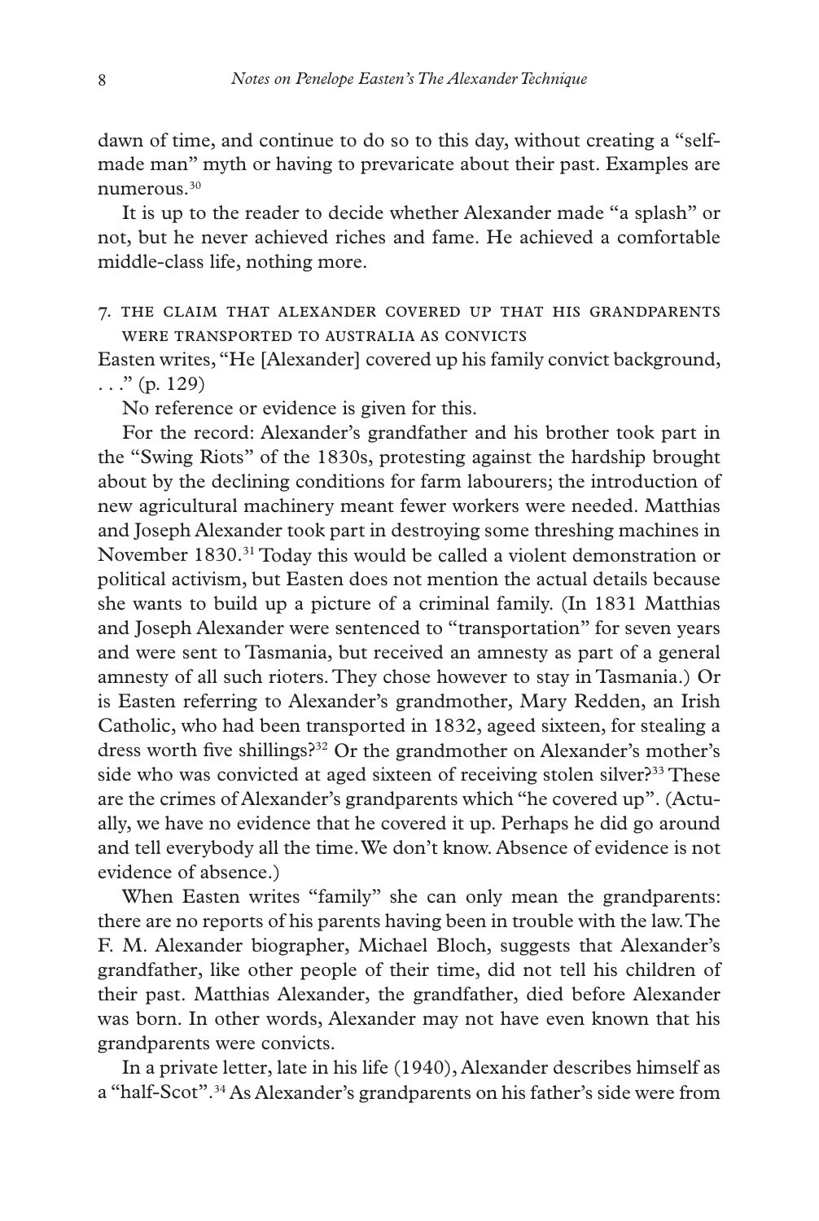dawn of time, and continue to do so to this day, without creating a "self-made man" myth or having to prevaricate about their past. Examples are numerous.[30]

It is up to the reader to decide whether Alexander made "a splash" or not, but he never achieved riches and fame. He achieved a comfortable middle-class life, nothing more.

## 7. The claim that Alexander covered up that his grandparents were transported to Australia as convicts

Easten writes, "He [Alexander] covered up his family convict background, . . ." (p. 129)

No reference or evidence is given for this.

For the record: Alexander's grandfather and his brother took part in the "Swing Riots" of the 1830s, protesting against the hardship brought about by the declining conditions for farm labourers; the introduction of new agricultural machinery meant fewer workers were needed. Matthias and Joseph Alexander took part in destroying some threshing machines in November 1830.[31] Today this would be called a violent demonstration or political activism, but Easten does not mention the actual details because she wants to build up a picture of a criminal family. (In 1831 Matthias and Joseph Alexander were sentenced to "transportation" for seven years and were sent to Tasmania, but received an amnesty as part of a general amnesty of all such rioters. They chose however to stay in Tasmania.) Or is Easten referring to Alexander's grandmother, Mary Redden, an Irish Catholic, who had been transported in 1832, ageed sixteen, for stealing a dress worth five shillings?[32] Or the grandmother on Alexander's mother's side who was convicted at aged sixteen of receiving stolen silver?[33] These are the crimes of Alexander's grandparents which "he covered up". (Actually, we have no evidence that he covered it up. Perhaps he did go around and tell everybody all the time. We don't know. Absence of evidence is not evidence of absence.)

When Easten writes "family" she can only mean the grandparents: there are no reports of his parents having been in trouble with the law. The F. M. Alexander biographer, Michael Bloch, suggests that Alexander's grandfather, like other people of their time, did not tell his children of their past. Matthias Alexander, the grandfather, died before Alexander was born. In other words, Alexander may not have even known that his grandparents were convicts.

In a private letter, late in his life (1940), Alexander describes himself as a "half-Scot".[34] As Alexander's grandparents on his father's side were from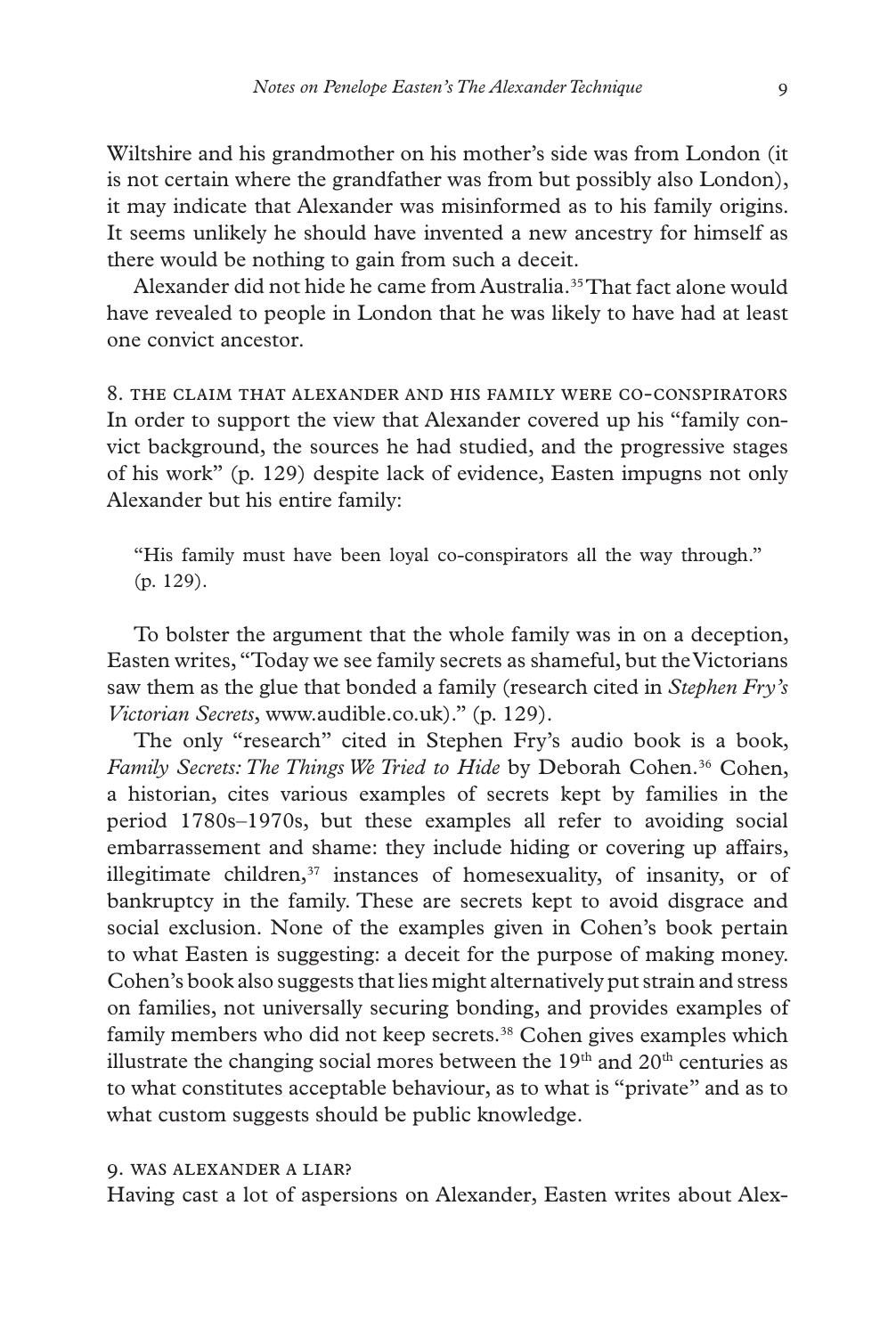Wiltshire and his grandmother on his mother's side was from London (it is not certain where the grandfather was from but possibly also London), it may indicate that Alexander was misinformed as to his family origins. It seems unlikely he should have invented a new ancestry for himself as there would be nothing to gain from such a deceit.

Alexander did not hide he came from Australia.[35] That fact alone would have revealed to people in London that he was likely to have had at least one convict ancestor.

### 8. The claim that Alexander and his family were co-conspirators

In order to support the view that Alexander covered up his "family convict background, the sources he had studied, and the progressive stages of his work" (p. 129) despite lack of evidence, Easten impugns not only Alexander but his entire family:

> "His family must have been loyal co-conspirators all the way through." (p. 129).

To bolster the argument that the whole family was in on a deception, Easten writes, "Today we see family secrets as shameful, but the Victorians saw them as the glue that bonded a family (research cited in *Stephen Fry's Victorian Secrets*, www.audible.co.uk)." (p. 129).

The only "research" cited in Stephen Fry's audio book is a book, *Family Secrets: The Things We Tried to Hide* by Deborah Cohen.[36] Cohen, a historian, cites various examples of secrets kept by families in the period 1780s–1970s, but these examples all refer to avoiding social embarrassement and shame: they include hiding or covering up affairs, illegitimate children,[37] instances of homesexuality, of insanity, or of bankruptcy in the family. These are secrets kept to avoid disgrace and social exclusion. None of the examples given in Cohen's book pertain to what Easten is suggesting: a deceit for the purpose of making money. Cohen's book also suggests that lies might alternatively put strain and stress on families, not universally securing bonding, and provides examples of family members who did not keep secrets.[38] Cohen gives examples which illustrate the changing social mores between the 19th and 20th centuries as to what constitutes acceptable behaviour, as to what is "private" and as to what custom suggests should be public knowledge.

### 9. Was Alexander a liar?

Having cast a lot of aspersions on Alexander, Easten writes about Alex-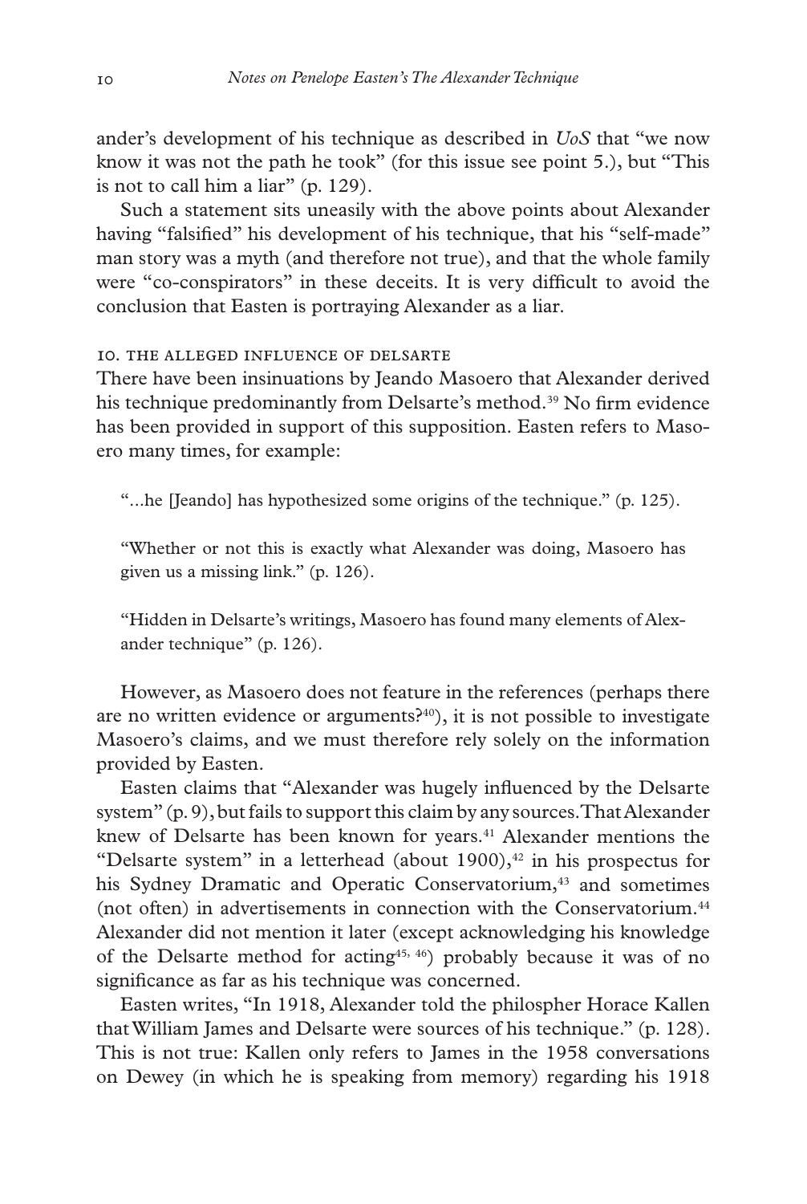ander's development of his technique as described in *UoS* that "we now know it was not the path he took" (for this issue see point 5.), but "This is not to call him a liar" (p. 129).

Such a statement sits uneasily with the above points about Alexander having "falsified" his development of his technique, that his "self-made" man story was a myth (and therefore not true), and that the whole family were "co-conspirators" in these deceits. It is very difficult to avoid the conclusion that Easten is portraying Alexander as a liar.

### 10. THE ALLEGED INFLUENCE OF DELSARTE

There have been insinuations by Jeando Masoero that Alexander derived his technique predominantly from Delsarte's method.[39] No firm evidence has been provided in support of this supposition. Easten refers to Masoero many times, for example:

> "...he [Jeando] has hypothesized some origins of the technique." (p. 125).

> "Whether or not this is exactly what Alexander was doing, Masoero has given us a missing link." (p. 126).

> "Hidden in Delsarte's writings, Masoero has found many elements of Alexander technique" (p. 126).

However, as Masoero does not feature in the references (perhaps there are no written evidence or arguments?[40]), it is not possible to investigate Masoero's claims, and we must therefore rely solely on the information provided by Easten.

Easten claims that "Alexander was hugely influenced by the Delsarte system" (p. 9), but fails to support this claim by any sources. That Alexander knew of Delsarte has been known for years.[41] Alexander mentions the "Delsarte system" in a letterhead (about 1900),[42] in his prospectus for his Sydney Dramatic and Operatic Conservatorium,[43] and sometimes (not often) in advertisements in connection with the Conservatorium.[44] Alexander did not mention it later (except acknowledging his knowledge of the Delsarte method for acting[45, 46]) probably because it was of no significance as far as his technique was concerned.

Easten writes, "In 1918, Alexander told the philospher Horace Kallen that William James and Delsarte were sources of his technique." (p. 128). This is not true: Kallen only refers to James in the 1958 conversations on Dewey (in which he is speaking from memory) regarding his 1918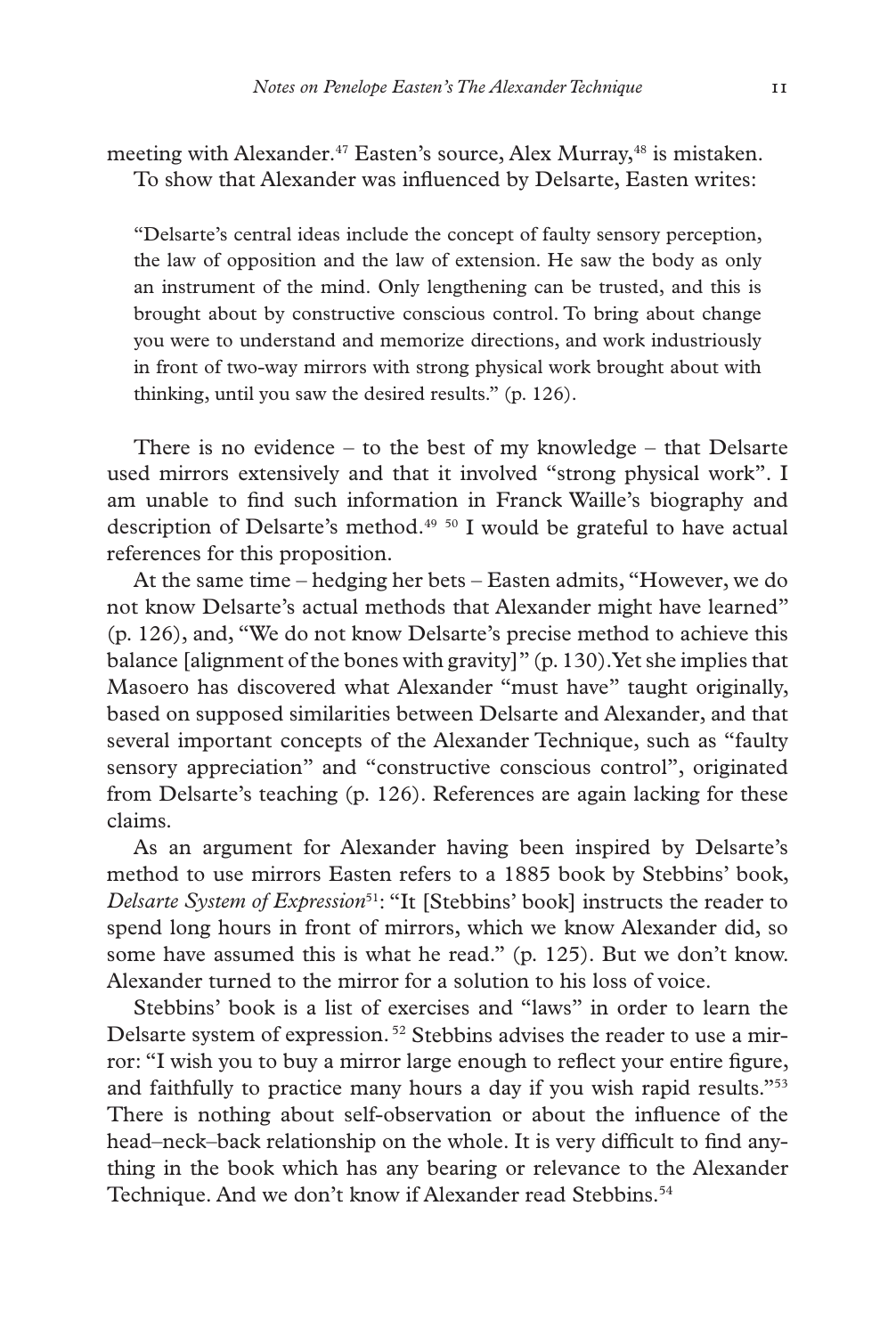meeting with Alexander.[47] Easten's source, Alex Murray,[48] is mistaken.

To show that Alexander was influenced by Delsarte, Easten writes:

> "Delsarte's central ideas include the concept of faulty sensory perception, the law of opposition and the law of extension. He saw the body as only an instrument of the mind. Only lengthening can be trusted, and this is brought about by constructive conscious control. To bring about change you were to understand and memorize directions, and work industriously in front of two-way mirrors with strong physical work brought about with thinking, until you saw the desired results." (p. 126).

There is no evidence – to the best of my knowledge – that Delsarte used mirrors extensively and that it involved "strong physical work". I am unable to find such information in Franck Waille's biography and description of Delsarte's method.[49] [50] I would be grateful to have actual references for this proposition.

At the same time – hedging her bets – Easten admits, "However, we do not know Delsarte's actual methods that Alexander might have learned" (p. 126), and, "We do not know Delsarte's precise method to achieve this balance [alignment of the bones with gravity]" (p. 130). Yet she implies that Masoero has discovered what Alexander "must have" taught originally, based on supposed similarities between Delsarte and Alexander, and that several important concepts of the Alexander Technique, such as "faulty sensory appreciation" and "constructive conscious control", originated from Delsarte's teaching (p. 126). References are again lacking for these claims.

As an argument for Alexander having been inspired by Delsarte's method to use mirrors Easten refers to a 1885 book by Stebbins' book, *Delsarte System of Expression*[51]: "It [Stebbins' book] instructs the reader to spend long hours in front of mirrors, which we know Alexander did, so some have assumed this is what he read." (p. 125). But we don't know. Alexander turned to the mirror for a solution to his loss of voice.

Stebbins' book is a list of exercises and "laws" in order to learn the Delsarte system of expression.[52] Stebbins advises the reader to use a mirror: "I wish you to buy a mirror large enough to reflect your entire figure, and faithfully to practice many hours a day if you wish rapid results."[53] There is nothing about self-observation or about the influence of the head–neck–back relationship on the whole. It is very difficult to find anything in the book which has any bearing or relevance to the Alexander Technique. And we don't know if Alexander read Stebbins.[54]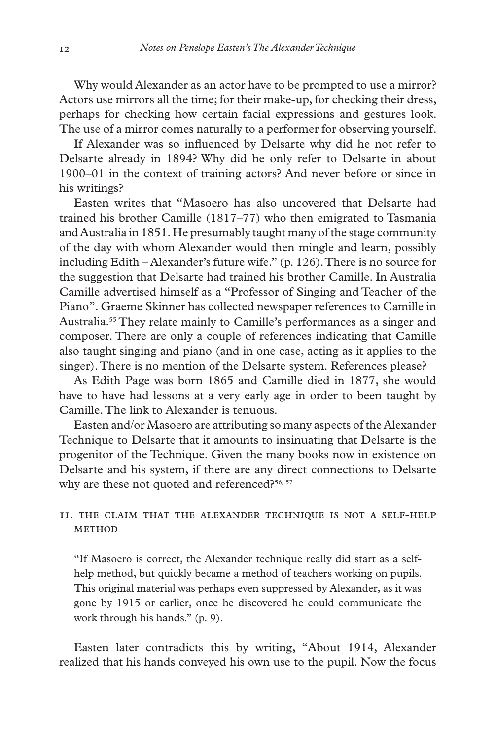Why would Alexander as an actor have to be prompted to use a mirror? Actors use mirrors all the time; for their make-up, for checking their dress, perhaps for checking how certain facial expressions and gestures look. The use of a mirror comes naturally to a performer for observing yourself.

If Alexander was so influenced by Delsarte why did he not refer to Delsarte already in 1894? Why did he only refer to Delsarte in about 1900–01 in the context of training actors? And never before or since in his writings?

Easten writes that "Masoero has also uncovered that Delsarte had trained his brother Camille (1817–77) who then emigrated to Tasmania and Australia in 1851. He presumably taught many of the stage community of the day with whom Alexander would then mingle and learn, possibly including Edith – Alexander's future wife." (p. 126). There is no source for the suggestion that Delsarte had trained his brother Camille. In Australia Camille advertised himself as a "Professor of Singing and Teacher of the Piano". Graeme Skinner has collected newspaper references to Camille in Australia.[55] They relate mainly to Camille's performances as a singer and composer. There are only a couple of references indicating that Camille also taught singing and piano (and in one case, acting as it applies to the singer). There is no mention of the Delsarte system. References please?

As Edith Page was born 1865 and Camille died in 1877, she would have to have had lessons at a very early age in order to been taught by Camille. The link to Alexander is tenuous.

Easten and/or Masoero are attributing so many aspects of the Alexander Technique to Delsarte that it amounts to insinuating that Delsarte is the progenitor of the Technique. Given the many books now in existence on Delsarte and his system, if there are any direct connections to Delsarte why are these not quoted and referenced?[56, 57]

## 11. The claim that the Alexander Technique is not a self-help method

> "If Masoero is correct, the Alexander technique really did start as a self-help method, but quickly became a method of teachers working on pupils. This original material was perhaps even suppressed by Alexander, as it was gone by 1915 or earlier, once he discovered he could communicate the work through his hands." (p. 9).

Easten later contradicts this by writing, "About 1914, Alexander realized that his hands conveyed his own use to the pupil. Now the focus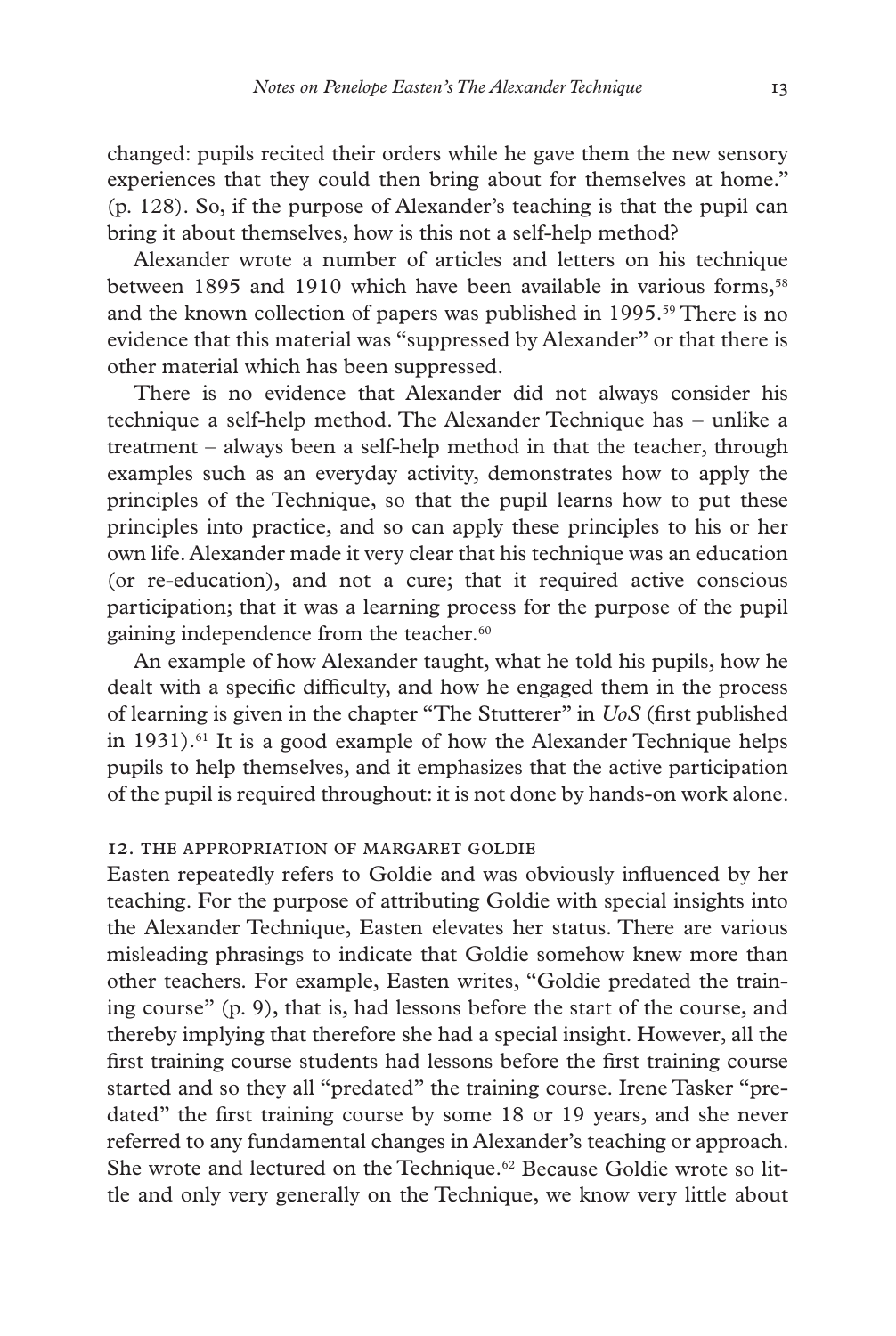changed: pupils recited their orders while he gave them the new sensory experiences that they could then bring about for themselves at home." (p. 128). So, if the purpose of Alexander's teaching is that the pupil can bring it about themselves, how is this not a self-help method?

Alexander wrote a number of articles and letters on his technique between 1895 and 1910 which have been available in various forms,[58] and the known collection of papers was published in 1995.[59] There is no evidence that this material was "suppressed by Alexander" or that there is other material which has been suppressed.

There is no evidence that Alexander did not always consider his technique a self-help method. The Alexander Technique has – unlike a treatment – always been a self-help method in that the teacher, through examples such as an everyday activity, demonstrates how to apply the principles of the Technique, so that the pupil learns how to put these principles into practice, and so can apply these principles to his or her own life. Alexander made it very clear that his technique was an education (or re-education), and not a cure; that it required active conscious participation; that it was a learning process for the purpose of the pupil gaining independence from the teacher.[60]

An example of how Alexander taught, what he told his pupils, how he dealt with a specific difficulty, and how he engaged them in the process of learning is given in the chapter "The Stutterer" in *UoS* (first published in 1931).[61] It is a good example of how the Alexander Technique helps pupils to help themselves, and it emphasizes that the active participation of the pupil is required throughout: it is not done by hands-on work alone.

## 12. THE APPROPRIATION OF MARGARET GOLDIE

Easten repeatedly refers to Goldie and was obviously influenced by her teaching. For the purpose of attributing Goldie with special insights into the Alexander Technique, Easten elevates her status. There are various misleading phrasings to indicate that Goldie somehow knew more than other teachers. For example, Easten writes, "Goldie predated the training course" (p. 9), that is, had lessons before the start of the course, and thereby implying that therefore she had a special insight. However, all the first training course students had lessons before the first training course started and so they all "predated" the training course. Irene Tasker "predated" the first training course by some 18 or 19 years, and she never referred to any fundamental changes in Alexander's teaching or approach. She wrote and lectured on the Technique.[62] Because Goldie wrote so little and only very generally on the Technique, we know very little about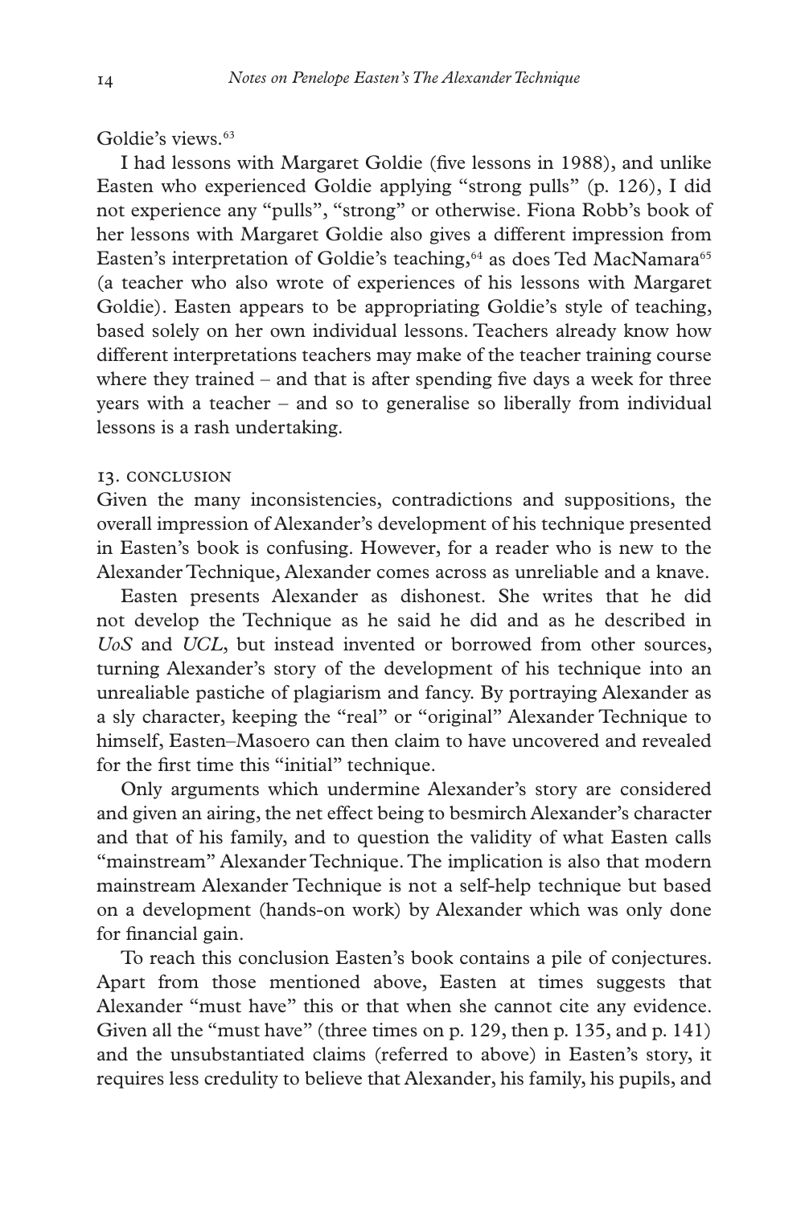Goldie's views.[63]

I had lessons with Margaret Goldie (five lessons in 1988), and unlike Easten who experienced Goldie applying "strong pulls" (p. 126), I did not experience any "pulls", "strong" or otherwise. Fiona Robb's book of her lessons with Margaret Goldie also gives a different impression from Easten's interpretation of Goldie's teaching,[64] as does Ted MacNamara[65] (a teacher who also wrote of experiences of his lessons with Margaret Goldie). Easten appears to be appropriating Goldie's style of teaching, based solely on her own individual lessons. Teachers already know how different interpretations teachers may make of the teacher training course where they trained – and that is after spending five days a week for three years with a teacher – and so to generalise so liberally from individual lessons is a rash undertaking.

## 13. CONCLUSION

Given the many inconsistencies, contradictions and suppositions, the overall impression of Alexander's development of his technique presented in Easten's book is confusing. However, for a reader who is new to the Alexander Technique, Alexander comes across as unreliable and a knave.

Easten presents Alexander as dishonest. She writes that he did not develop the Technique as he said he did and as he described in *UoS* and *UCL*, but instead invented or borrowed from other sources, turning Alexander's story of the development of his technique into an unrealiable pastiche of plagiarism and fancy. By portraying Alexander as a sly character, keeping the "real" or "original" Alexander Technique to himself, Easten–Masoero can then claim to have uncovered and revealed for the first time this "initial" technique.

Only arguments which undermine Alexander's story are considered and given an airing, the net effect being to besmirch Alexander's character and that of his family, and to question the validity of what Easten calls "mainstream" Alexander Technique. The implication is also that modern mainstream Alexander Technique is not a self-help technique but based on a development (hands-on work) by Alexander which was only done for financial gain.

To reach this conclusion Easten's book contains a pile of conjectures. Apart from those mentioned above, Easten at times suggests that Alexander "must have" this or that when she cannot cite any evidence. Given all the "must have" (three times on p. 129, then p. 135, and p. 141) and the unsubstantiated claims (referred to above) in Easten's story, it requires less credulity to believe that Alexander, his family, his pupils, and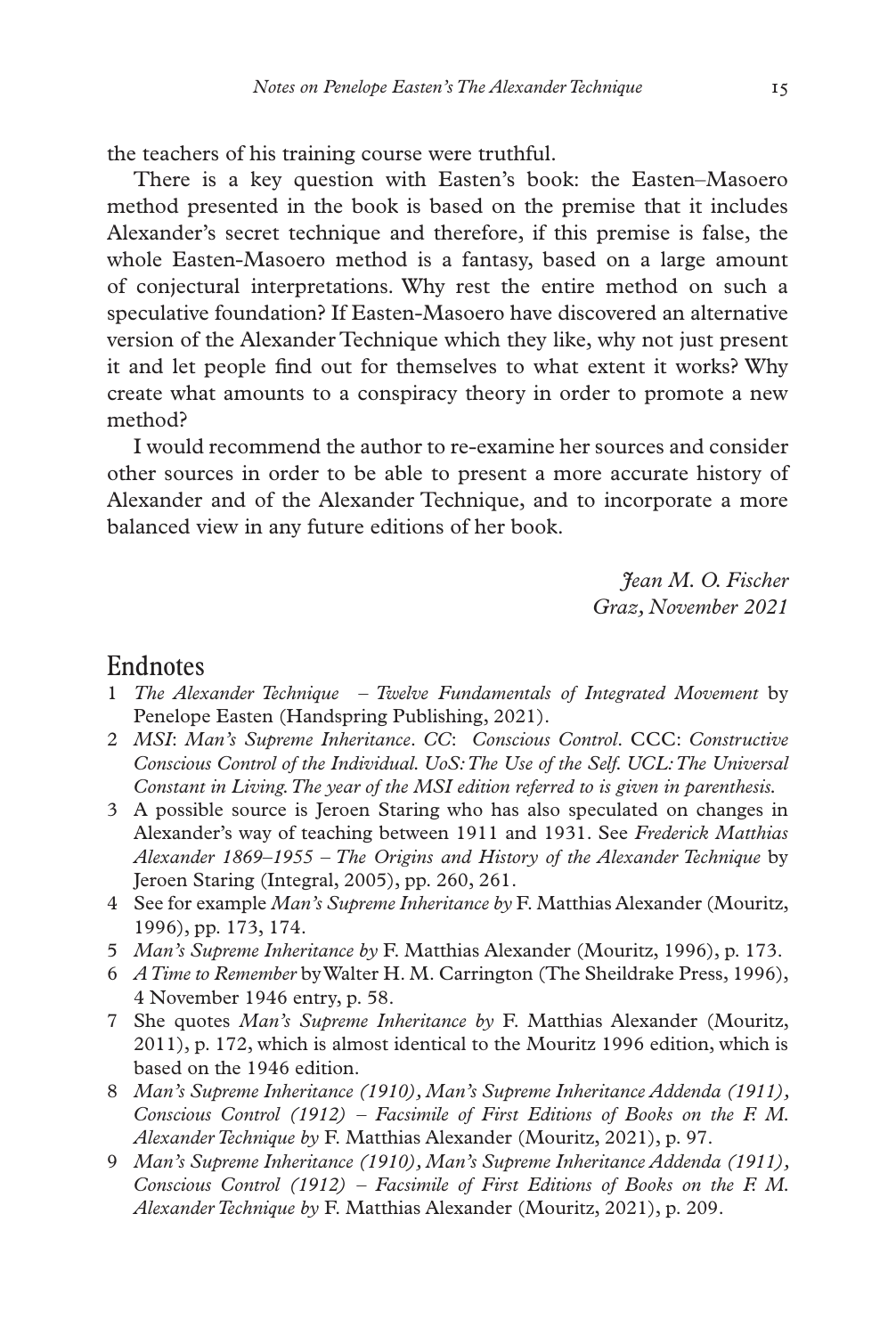the teachers of his training course were truthful.

There is a key question with Easten's book: the Easten–Masoero method presented in the book is based on the premise that it includes Alexander's secret technique and therefore, if this premise is false, the whole Easten-Masoero method is a fantasy, based on a large amount of conjectural interpretations. Why rest the entire method on such a speculative foundation? If Easten-Masoero have discovered an alternative version of the Alexander Technique which they like, why not just present it and let people find out for themselves to what extent it works? Why create what amounts to a conspiracy theory in order to promote a new method?

I would recommend the author to re-examine her sources and consider other sources in order to be able to present a more accurate history of Alexander and of the Alexander Technique, and to incorporate a more balanced view in any future editions of her book.

*Jean M. O. Fischer*
*Graz, November 2021*

## Endnotes

1. *The Alexander Technique – Twelve Fundamentals of Integrated Movement* by Penelope Easten (Handspring Publishing, 2021).
2. *MSI*: *Man's Supreme Inheritance*. *CC*: *Conscious Control*. CCC: *Constructive Conscious Control of the Individual. UoS: The Use of the Self. UCL: The Universal Constant in Living. The year of the MSI edition referred to is given in parenthesis.*
3. A possible source is Jeroen Staring who has also speculated on changes in Alexander's way of teaching between 1911 and 1931. See *Frederick Matthias Alexander 1869–1955 – The Origins and History of the Alexander Technique* by Jeroen Staring (Integral, 2005), pp. 260, 261.
4. See for example *Man's Supreme Inheritance by* F. Matthias Alexander (Mouritz, 1996), pp. 173, 174.
5. *Man's Supreme Inheritance by* F. Matthias Alexander (Mouritz, 1996), p. 173.
6. *A Time to Remember* by Walter H. M. Carrington (The Sheildrake Press, 1996), 4 November 1946 entry, p. 58.
7. She quotes *Man's Supreme Inheritance by* F. Matthias Alexander (Mouritz, 2011), p. 172, which is almost identical to the Mouritz 1996 edition, which is based on the 1946 edition.
8. *Man's Supreme Inheritance (1910), Man's Supreme Inheritance Addenda (1911), Conscious Control (1912) – Facsimile of First Editions of Books on the F. M. Alexander Technique by* F. Matthias Alexander (Mouritz, 2021), p. 97.
9. *Man's Supreme Inheritance (1910), Man's Supreme Inheritance Addenda (1911), Conscious Control (1912) – Facsimile of First Editions of Books on the F. M. Alexander Technique by* F. Matthias Alexander (Mouritz, 2021), p. 209.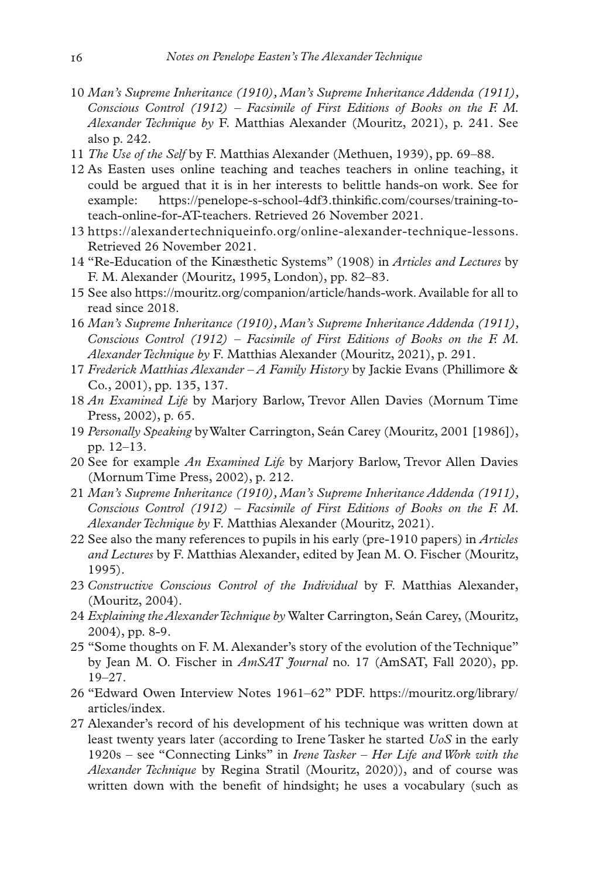10 *Man's Supreme Inheritance (1910), Man's Supreme Inheritance Addenda (1911), Conscious Control (1912) – Facsimile of First Editions of Books on the F. M. Alexander Technique by* F. Matthias Alexander (Mouritz, 2021), p. 241. See also p. 242.

11 *The Use of the Self* by F. Matthias Alexander (Methuen, 1939), pp. 69–88.

12 As Easten uses online teaching and teaches teachers in online teaching, it could be argued that it is in her interests to belittle hands-on work. See for example: https://penelope-s-school-4df3.thinkific.com/courses/training-to-teach-online-for-AT-teachers. Retrieved 26 November 2021.

13 https://alexandertechniqueinfo.org/online-alexander-technique-lessons. Retrieved 26 November 2021.

14 "Re-Education of the Kinæsthetic Systems" (1908) in *Articles and Lectures* by F. M. Alexander (Mouritz, 1995, London), pp. 82–83.

15 See also https://mouritz.org/companion/article/hands-work. Available for all to read since 2018.

16 *Man's Supreme Inheritance (1910), Man's Supreme Inheritance Addenda (1911), Conscious Control (1912) – Facsimile of First Editions of Books on the F. M. Alexander Technique by* F. Matthias Alexander (Mouritz, 2021), p. 291.

17 *Frederick Matthias Alexander – A Family History* by Jackie Evans (Phillimore & Co., 2001), pp. 135, 137.

18 *An Examined Life* by Marjory Barlow, Trevor Allen Davies (Mornum Time Press, 2002), p. 65.

19 *Personally Speaking* by Walter Carrington, Seán Carey (Mouritz, 2001 [1986]), pp. 12–13.

20 See for example *An Examined Life* by Marjory Barlow, Trevor Allen Davies (Mornum Time Press, 2002), p. 212.

21 *Man's Supreme Inheritance (1910), Man's Supreme Inheritance Addenda (1911), Conscious Control (1912) – Facsimile of First Editions of Books on the F. M. Alexander Technique by* F. Matthias Alexander (Mouritz, 2021).

22 See also the many references to pupils in his early (pre-1910 papers) in *Articles and Lectures* by F. Matthias Alexander, edited by Jean M. O. Fischer (Mouritz, 1995).

23 *Constructive Conscious Control of the Individual* by F. Matthias Alexander, (Mouritz, 2004).

24 *Explaining the Alexander Technique by* Walter Carrington, Seán Carey, (Mouritz, 2004), pp. 8-9.

25 "Some thoughts on F. M. Alexander's story of the evolution of the Technique" by Jean M. O. Fischer in *AmSAT Journal* no. 17 (AmSAT, Fall 2020), pp. 19–27.

26 "Edward Owen Interview Notes 1961–62" PDF. https://mouritz.org/library/articles/index.

27 Alexander's record of his development of his technique was written down at least twenty years later (according to Irene Tasker he started *UoS* in the early 1920s – see "Connecting Links" in *Irene Tasker – Her Life and Work with the Alexander Technique* by Regina Stratil (Mouritz, 2020)), and of course was written down with the benefit of hindsight; he uses a vocabulary (such as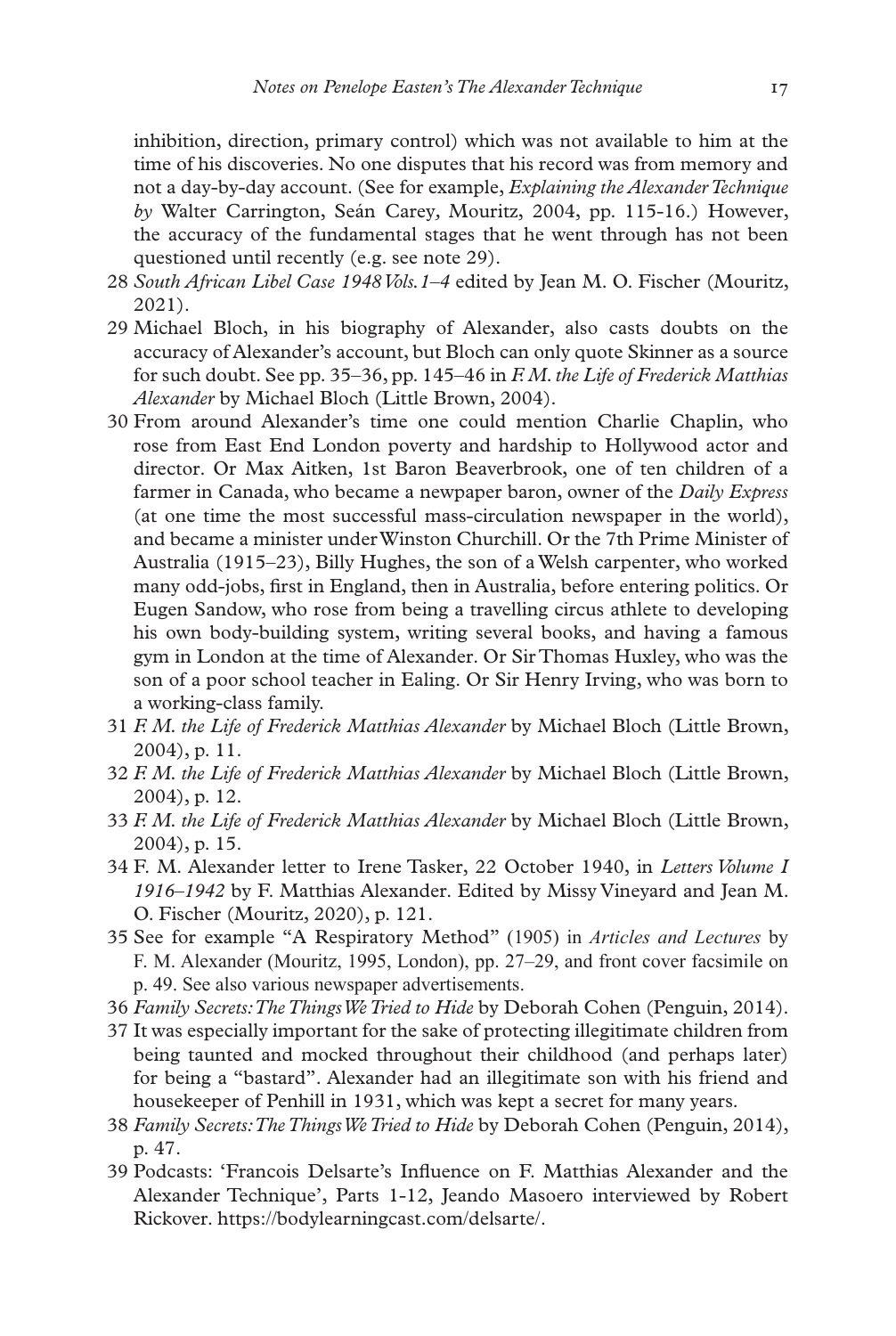inhibition, direction, primary control) which was not available to him at the time of his discoveries. No one disputes that his record was from memory and not a day-by-day account. (See for example, *Explaining the Alexander Technique by* Walter Carrington, Seán Carey, Mouritz, 2004, pp. 115-16.) However, the accuracy of the fundamental stages that he went through has not been questioned until recently (e.g. see note 29).

28 *South African Libel Case 1948 Vols. 1–4* edited by Jean M. O. Fischer (Mouritz, 2021).

29 Michael Bloch, in his biography of Alexander, also casts doubts on the accuracy of Alexander's account, but Bloch can only quote Skinner as a source for such doubt. See pp. 35–36, pp. 145–46 in *F. M. the Life of Frederick Matthias Alexander* by Michael Bloch (Little Brown, 2004).

30 From around Alexander's time one could mention Charlie Chaplin, who rose from East End London poverty and hardship to Hollywood actor and director. Or Max Aitken, 1st Baron Beaverbrook, one of ten children of a farmer in Canada, who became a newpaper baron, owner of the *Daily Express* (at one time the most successful mass-circulation newspaper in the world), and became a minister under Winston Churchill. Or the 7th Prime Minister of Australia (1915–23), Billy Hughes, the son of a Welsh carpenter, who worked many odd-jobs, first in England, then in Australia, before entering politics. Or Eugen Sandow, who rose from being a travelling circus athlete to developing his own body-building system, writing several books, and having a famous gym in London at the time of Alexander. Or Sir Thomas Huxley, who was the son of a poor school teacher in Ealing. Or Sir Henry Irving, who was born to a working-class family.

31 *F. M. the Life of Frederick Matthias Alexander* by Michael Bloch (Little Brown, 2004), p. 11.

32 *F. M. the Life of Frederick Matthias Alexander* by Michael Bloch (Little Brown, 2004), p. 12.

33 *F. M. the Life of Frederick Matthias Alexander* by Michael Bloch (Little Brown, 2004), p. 15.

34 F. M. Alexander letter to Irene Tasker, 22 October 1940, in *Letters Volume I 1916–1942* by F. Matthias Alexander. Edited by Missy Vineyard and Jean M. O. Fischer (Mouritz, 2020), p. 121.

35 See for example "A Respiratory Method" (1905) in *Articles and Lectures* by F. M. Alexander (Mouritz, 1995, London), pp. 27–29, and front cover facsimile on p. 49. See also various newspaper advertisements.

36 *Family Secrets: The Things We Tried to Hide* by Deborah Cohen (Penguin, 2014).

37 It was especially important for the sake of protecting illegitimate children from being taunted and mocked throughout their childhood (and perhaps later) for being a "bastard". Alexander had an illegitimate son with his friend and housekeeper of Penhill in 1931, which was kept a secret for many years.

38 *Family Secrets: The Things We Tried to Hide* by Deborah Cohen (Penguin, 2014), p. 47.

39 Podcasts: 'Francois Delsarte's Influence on F. Matthias Alexander and the Alexander Technique', Parts 1-12, Jeando Masoero interviewed by Robert Rickover. https://bodylearningcast.com/delsarte/.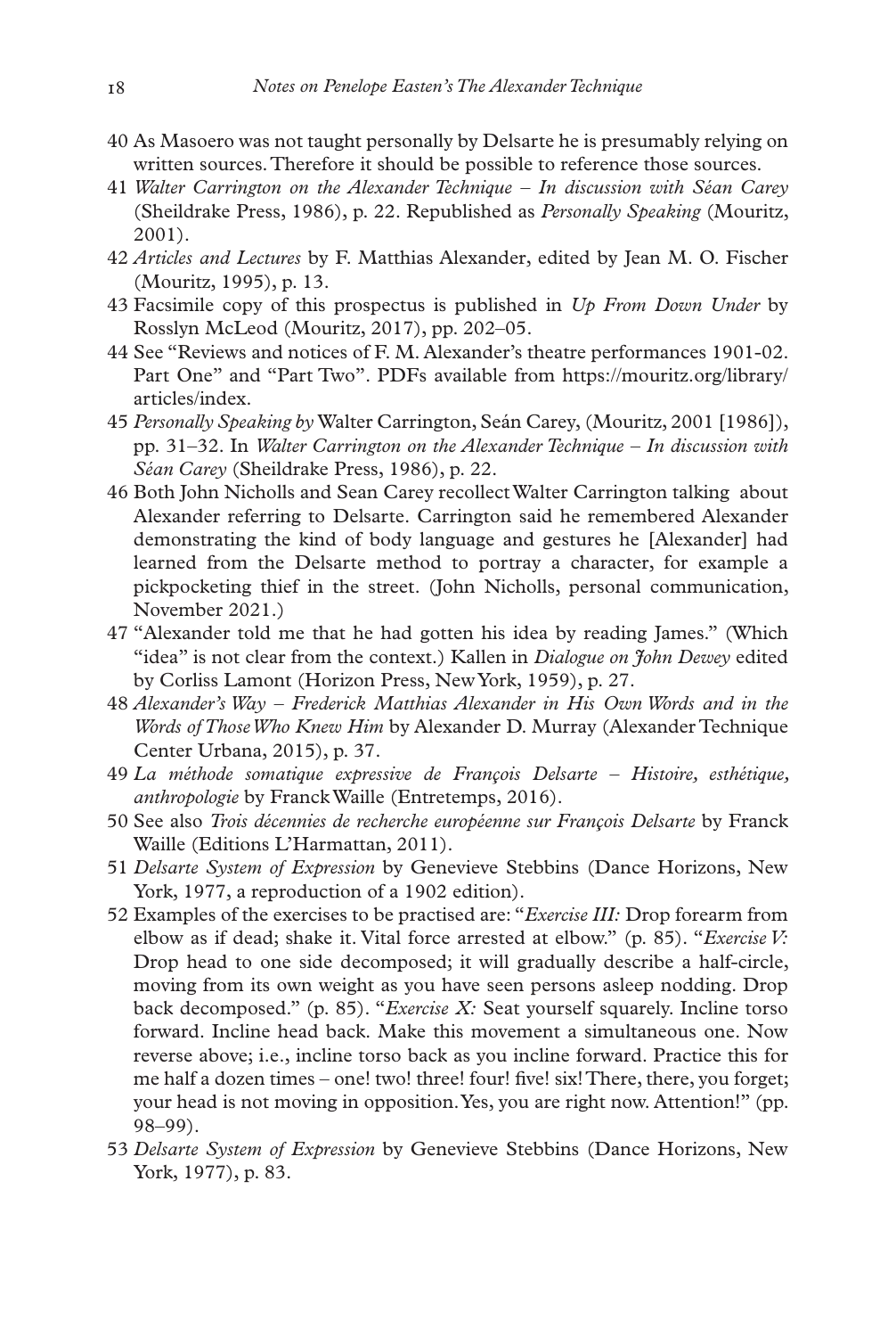40 As Masoero was not taught personally by Delsarte he is presumably relying on written sources. Therefore it should be possible to reference those sources.

41 *Walter Carrington on the Alexander Technique – In discussion with Séan Carey* (Sheildrake Press, 1986), p. 22. Republished as *Personally Speaking* (Mouritz, 2001).

42 *Articles and Lectures* by F. Matthias Alexander, edited by Jean M. O. Fischer (Mouritz, 1995), p. 13.

43 Facsimile copy of this prospectus is published in *Up From Down Under* by Rosslyn McLeod (Mouritz, 2017), pp. 202–05.

44 See "Reviews and notices of F. M. Alexander's theatre performances 1901-02. Part One" and "Part Two". PDFs available from https://mouritz.org/library/articles/index.

45 *Personally Speaking by* Walter Carrington, Seán Carey, (Mouritz, 2001 [1986]), pp. 31–32. In *Walter Carrington on the Alexander Technique – In discussion with Séan Carey* (Sheildrake Press, 1986), p. 22.

46 Both John Nicholls and Sean Carey recollect Walter Carrington talking about Alexander referring to Delsarte. Carrington said he remembered Alexander demonstrating the kind of body language and gestures he [Alexander] had learned from the Delsarte method to portray a character, for example a pickpocketing thief in the street. (John Nicholls, personal communication, November 2021.)

47 "Alexander told me that he had gotten his idea by reading James." (Which "idea" is not clear from the context.) Kallen in *Dialogue on John Dewey* edited by Corliss Lamont (Horizon Press, New York, 1959), p. 27.

48 *Alexander's Way – Frederick Matthias Alexander in His Own Words and in the Words of Those Who Knew Him* by Alexander D. Murray (Alexander Technique Center Urbana, 2015), p. 37.

49 *La méthode somatique expressive de François Delsarte – Histoire, esthétique, anthropologie* by Franck Waille (Entretemps, 2016).

50 See also *Trois décennies de recherche européenne sur François Delsarte* by Franck Waille (Editions L'Harmattan, 2011).

51 *Delsarte System of Expression* by Genevieve Stebbins (Dance Horizons, New York, 1977, a reproduction of a 1902 edition).

52 Examples of the exercises to be practised are: "*Exercise III:* Drop forearm from elbow as if dead; shake it. Vital force arrested at elbow." (p. 85). "*Exercise V:* Drop head to one side decomposed; it will gradually describe a half-circle, moving from its own weight as you have seen persons asleep nodding. Drop back decomposed." (p. 85). "*Exercise X:* Seat yourself squarely. Incline torso forward. Incline head back. Make this movement a simultaneous one. Now reverse above; i.e., incline torso back as you incline forward. Practice this for me half a dozen times – one! two! three! four! five! six! There, there, you forget; your head is not moving in opposition. Yes, you are right now. Attention!" (pp. 98–99).

53 *Delsarte System of Expression* by Genevieve Stebbins (Dance Horizons, New York, 1977), p. 83.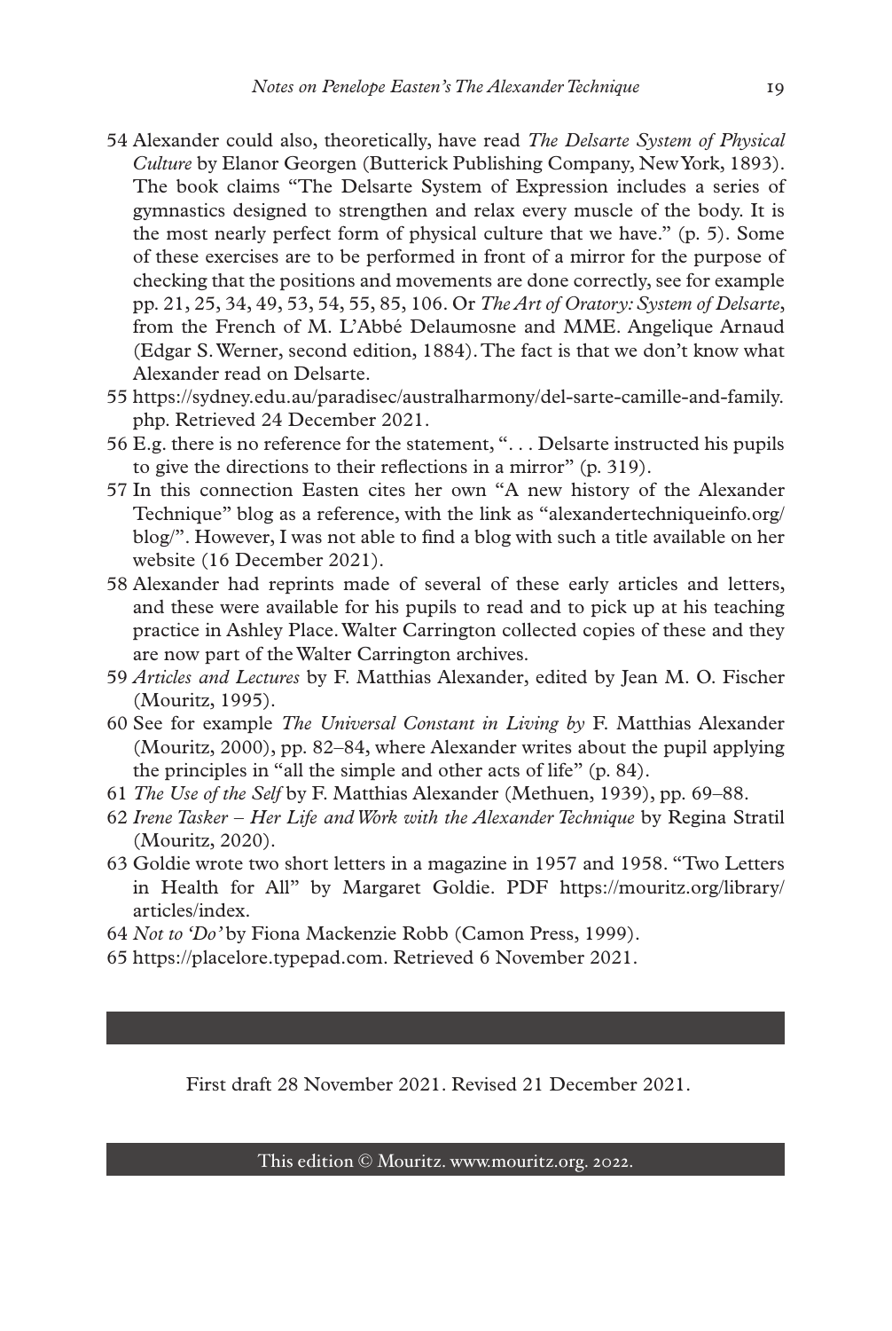54 Alexander could also, theoretically, have read *The Delsarte System of Physical Culture* by Elanor Georgen (Butterick Publishing Company, New York, 1893). The book claims "The Delsarte System of Expression includes a series of gymnastics designed to strengthen and relax every muscle of the body. It is the most nearly perfect form of physical culture that we have." (p. 5). Some of these exercises are to be performed in front of a mirror for the purpose of checking that the positions and movements are done correctly, see for example pp. 21, 25, 34, 49, 53, 54, 55, 85, 106. Or *The Art of Oratory: System of Delsarte*, from the French of M. L'Abbé Delaumosne and MME. Angelique Arnaud (Edgar S. Werner, second edition, 1884). The fact is that we don't know what Alexander read on Delsarte.

55 https://sydney.edu.au/paradisec/australharmony/del-sarte-camille-and-family.php. Retrieved 24 December 2021.

56 E.g. there is no reference for the statement, ". . . Delsarte instructed his pupils to give the directions to their reflections in a mirror" (p. 319).

57 In this connection Easten cites her own "A new history of the Alexander Technique" blog as a reference, with the link as "alexandertechniqueinfo.org/blog/". However, I was not able to find a blog with such a title available on her website (16 December 2021).

58 Alexander had reprints made of several of these early articles and letters, and these were available for his pupils to read and to pick up at his teaching practice in Ashley Place. Walter Carrington collected copies of these and they are now part of the Walter Carrington archives.

59 *Articles and Lectures* by F. Matthias Alexander, edited by Jean M. O. Fischer (Mouritz, 1995).

60 See for example *The Universal Constant in Living by* F. Matthias Alexander (Mouritz, 2000), pp. 82–84, where Alexander writes about the pupil applying the principles in "all the simple and other acts of life" (p. 84).

61 *The Use of the Self* by F. Matthias Alexander (Methuen, 1939), pp. 69–88.

62 *Irene Tasker – Her Life and Work with the Alexander Technique* by Regina Stratil (Mouritz, 2020).

63 Goldie wrote two short letters in a magazine in 1957 and 1958. "Two Letters in Health for All" by Margaret Goldie. PDF https://mouritz.org/library/articles/index.

64 *Not to 'Do'* by Fiona Mackenzie Robb (Camon Press, 1999).

65 https://placelore.typepad.com. Retrieved 6 November 2021.

First draft 28 November 2021. Revised 21 December 2021.

This edition © Mouritz. www.mouritz.org. 2022.